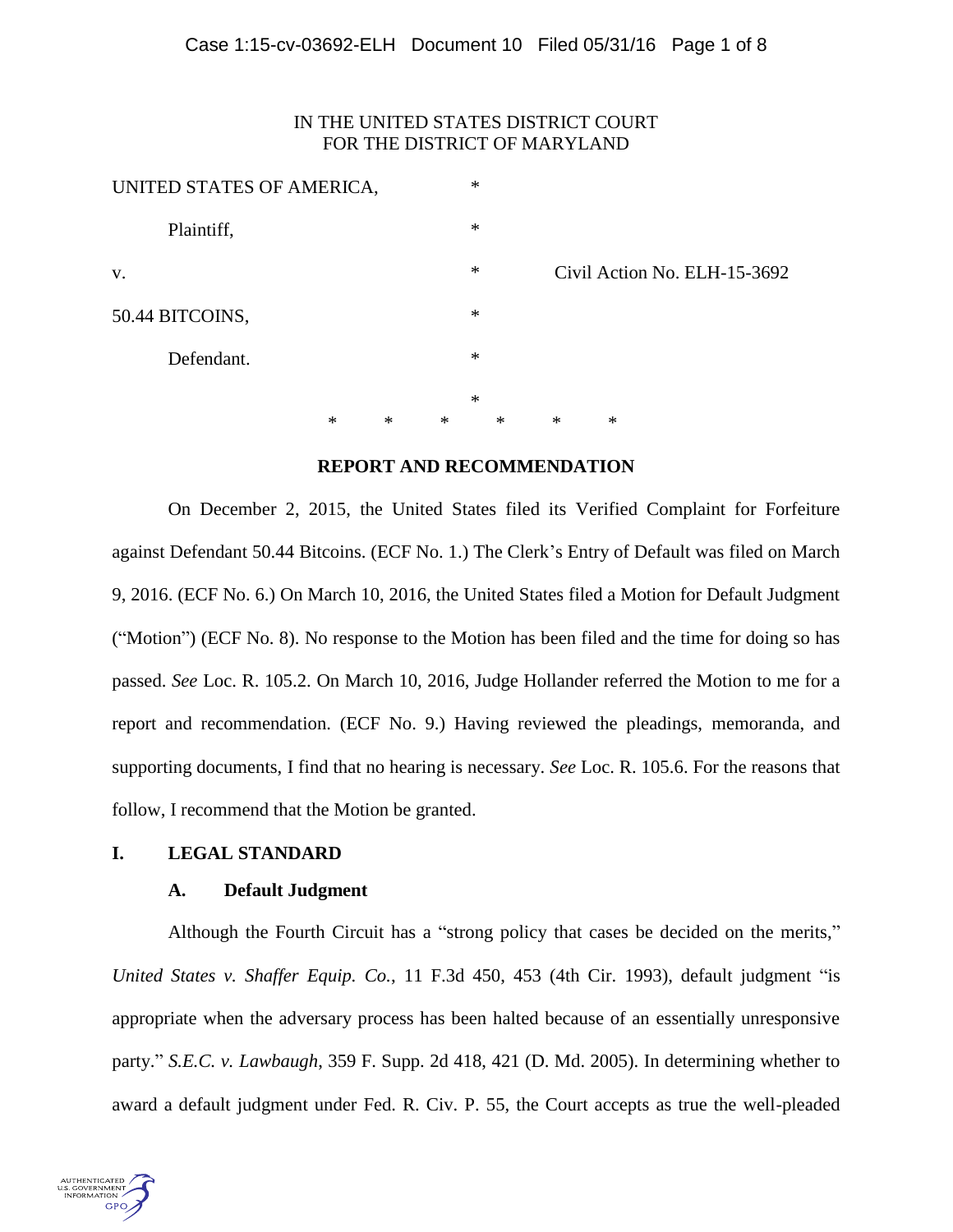IN THE UNITED STATES DISTRICT COURT
FOR THE DISTRICT OF MARYLAND

UNITED STATES OF AMERICA, *

Plaintiff, *

v. * Civil Action No. ELH-15-3692

50.44 BITCOINS, *

Defendant. *

\* \* \* \* \* \* \*

**REPORT AND RECOMMENDATION**

On December 2, 2015, the United States filed its Verified Complaint for Forfeiture against Defendant 50.44 Bitcoins. (ECF No. 1.) The Clerk's Entry of Default was filed on March 9, 2016. (ECF No. 6.) On March 10, 2016, the United States filed a Motion for Default Judgment ("Motion") (ECF No. 8). No response to the Motion has been filed and the time for doing so has passed. *See* Loc. R. 105.2. On March 10, 2016, Judge Hollander referred the Motion to me for a report and recommendation. (ECF No. 9.) Having reviewed the pleadings, memoranda, and supporting documents, I find that no hearing is necessary. *See* Loc. R. 105.6. For the reasons that follow, I recommend that the Motion be granted.

## I. LEGAL STANDARD

### A. Default Judgment

Although the Fourth Circuit has a "strong policy that cases be decided on the merits," *United States v. Shaffer Equip. Co.*, 11 F.3d 450, 453 (4th Cir. 1993), default judgment "is appropriate when the adversary process has been halted because of an essentially unresponsive party." *S.E.C. v. Lawbaugh*, 359 F. Supp. 2d 418, 421 (D. Md. 2005). In determining whether to award a default judgment under Fed. R. Civ. P. 55, the Court accepts as true the well-pleaded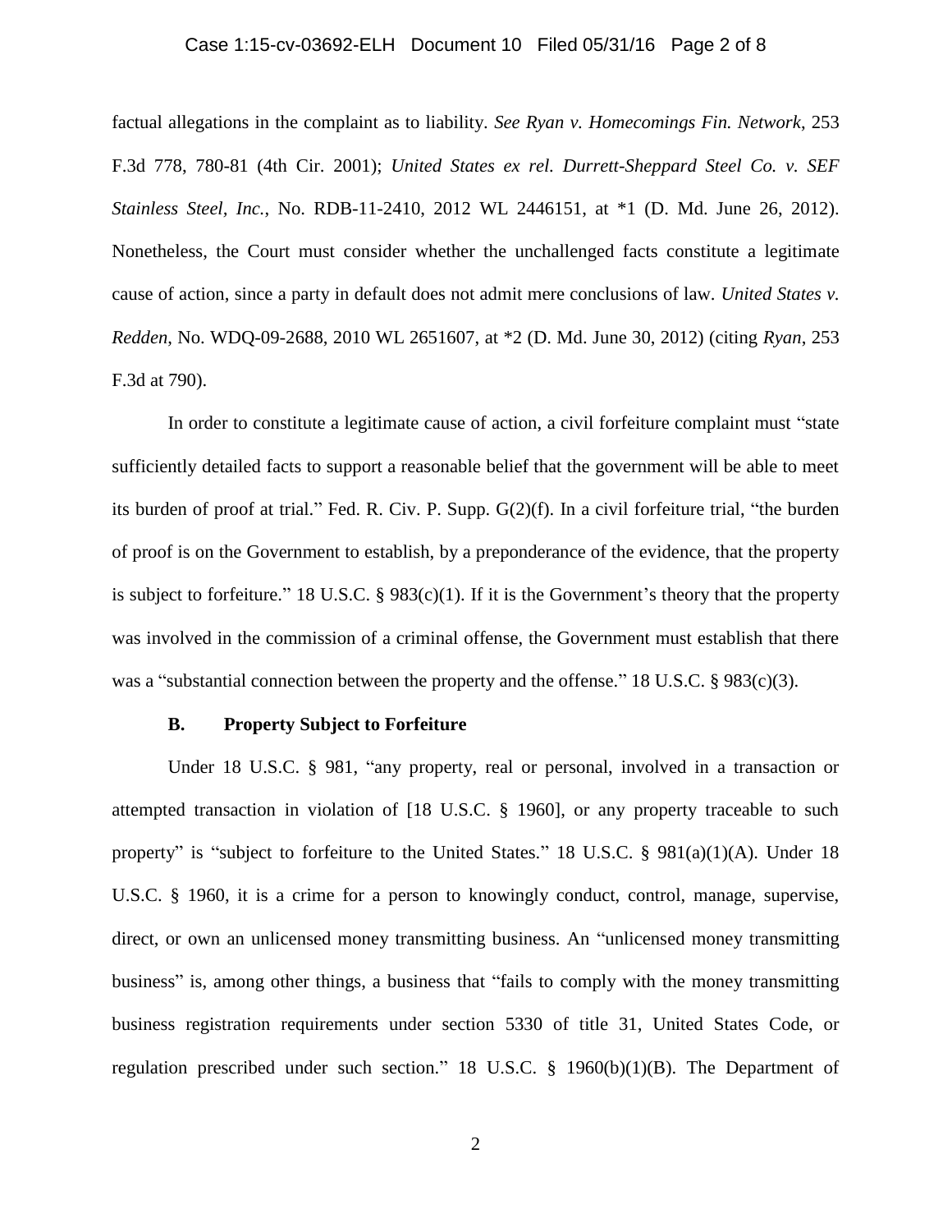factual allegations in the complaint as to liability. *See Ryan v. Homecomings Fin. Network*, 253 F.3d 778, 780-81 (4th Cir. 2001); *United States ex rel. Durrett-Sheppard Steel Co. v. SEF Stainless Steel, Inc.*, No. RDB-11-2410, 2012 WL 2446151, at *1 (D. Md. June 26, 2012). Nonetheless, the Court must consider whether the unchallenged facts constitute a legitimate cause of action, since a party in default does not admit mere conclusions of law. *United States v. Redden*, No. WDQ-09-2688, 2010 WL 2651607, at *2 (D. Md. June 30, 2012) (citing *Ryan*, 253 F.3d at 790).

In order to constitute a legitimate cause of action, a civil forfeiture complaint must "state sufficiently detailed facts to support a reasonable belief that the government will be able to meet its burden of proof at trial." Fed. R. Civ. P. Supp. G(2)(f). In a civil forfeiture trial, "the burden of proof is on the Government to establish, by a preponderance of the evidence, that the property is subject to forfeiture." 18 U.S.C. § 983(c)(1). If it is the Government's theory that the property was involved in the commission of a criminal offense, the Government must establish that there was a "substantial connection between the property and the offense." 18 U.S.C. § 983(c)(3).

### B. Property Subject to Forfeiture

Under 18 U.S.C. § 981, "any property, real or personal, involved in a transaction or attempted transaction in violation of [18 U.S.C. § 1960], or any property traceable to such property" is "subject to forfeiture to the United States." 18 U.S.C. § 981(a)(1)(A). Under 18 U.S.C. § 1960, it is a crime for a person to knowingly conduct, control, manage, supervise, direct, or own an unlicensed money transmitting business. An "unlicensed money transmitting business" is, among other things, a business that "fails to comply with the money transmitting business registration requirements under section 5330 of title 31, United States Code, or regulation prescribed under such section." 18 U.S.C. § 1960(b)(1)(B). The Department of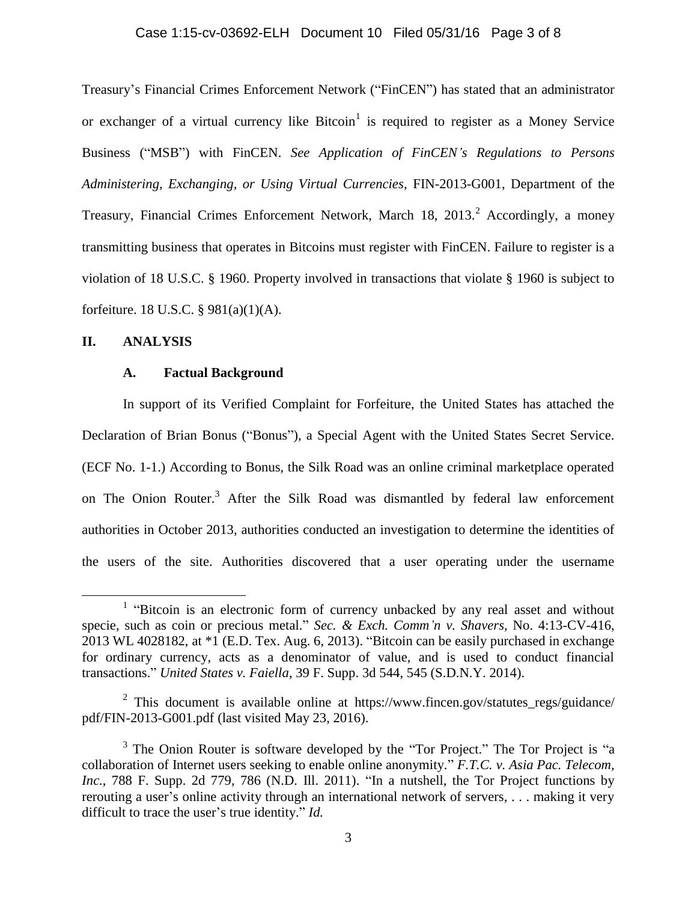Treasury's Financial Crimes Enforcement Network ("FinCEN") has stated that an administrator or exchanger of a virtual currency like Bitcoin[1] is required to register as a Money Service Business ("MSB") with FinCEN. *See Application of FinCEN's Regulations to Persons Administering, Exchanging, or Using Virtual Currencies*, FIN-2013-G001, Department of the Treasury, Financial Crimes Enforcement Network, March 18, 2013.[2] Accordingly, a money transmitting business that operates in Bitcoins must register with FinCEN. Failure to register is a violation of 18 U.S.C. § 1960. Property involved in transactions that violate § 1960 is subject to forfeiture. 18 U.S.C. § 981(a)(1)(A).

## II. ANALYSIS

### A. Factual Background

In support of its Verified Complaint for Forfeiture, the United States has attached the Declaration of Brian Bonus ("Bonus"), a Special Agent with the United States Secret Service. (ECF No. 1-1.) According to Bonus, the Silk Road was an online criminal marketplace operated on The Onion Router.[3] After the Silk Road was dismantled by federal law enforcement authorities in October 2013, authorities conducted an investigation to determine the identities of the users of the site. Authorities discovered that a user operating under the username

---

[1] "Bitcoin is an electronic form of currency unbacked by any real asset and without specie, such as coin or precious metal." *Sec. & Exch. Comm'n v. Shavers*, No. 4:13-CV-416, 2013 WL 4028182, at *1 (E.D. Tex. Aug. 6, 2013). "Bitcoin can be easily purchased in exchange for ordinary currency, acts as a denominator of value, and is used to conduct financial transactions." *United States v. Faiella*, 39 F. Supp. 3d 544, 545 (S.D.N.Y. 2014).

[2] This document is available online at https://www.fincen.gov/statutes_regs/guidance/pdf/FIN-2013-G001.pdf (last visited May 23, 2016).

[3] The Onion Router is software developed by the "Tor Project." The Tor Project is "a collaboration of Internet users seeking to enable online anonymity." *F.T.C. v. Asia Pac. Telecom, Inc.*, 788 F. Supp. 2d 779, 786 (N.D. Ill. 2011). "In a nutshell, the Tor Project functions by rerouting a user's online activity through an international network of servers, . . . making it very difficult to trace the user's true identity." *Id.*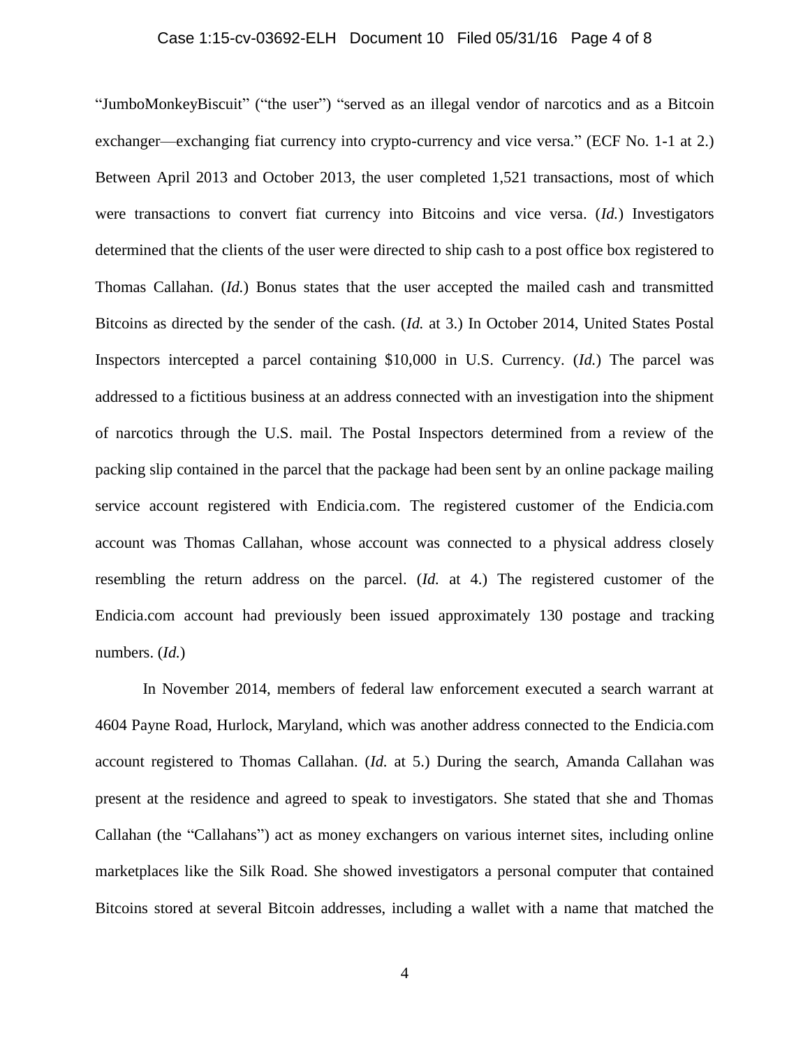"JumboMonkeyBiscuit" ("the user") "served as an illegal vendor of narcotics and as a Bitcoin exchanger—exchanging fiat currency into crypto-currency and vice versa." (ECF No. 1-1 at 2.) Between April 2013 and October 2013, the user completed 1,521 transactions, most of which were transactions to convert fiat currency into Bitcoins and vice versa. (*Id.*) Investigators determined that the clients of the user were directed to ship cash to a post office box registered to Thomas Callahan. (*Id.*) Bonus states that the user accepted the mailed cash and transmitted Bitcoins as directed by the sender of the cash. (*Id.* at 3.) In October 2014, United States Postal Inspectors intercepted a parcel containing $10,000 in U.S. Currency. (*Id.*) The parcel was addressed to a fictitious business at an address connected with an investigation into the shipment of narcotics through the U.S. mail. The Postal Inspectors determined from a review of the packing slip contained in the parcel that the package had been sent by an online package mailing service account registered with Endicia.com. The registered customer of the Endicia.com account was Thomas Callahan, whose account was connected to a physical address closely resembling the return address on the parcel. (*Id.* at 4.) The registered customer of the Endicia.com account had previously been issued approximately 130 postage and tracking numbers. (*Id.*)

In November 2014, members of federal law enforcement executed a search warrant at 4604 Payne Road, Hurlock, Maryland, which was another address connected to the Endicia.com account registered to Thomas Callahan. (*Id.* at 5.) During the search, Amanda Callahan was present at the residence and agreed to speak to investigators. She stated that she and Thomas Callahan (the "Callahans") act as money exchangers on various internet sites, including online marketplaces like the Silk Road. She showed investigators a personal computer that contained Bitcoins stored at several Bitcoin addresses, including a wallet with a name that matched the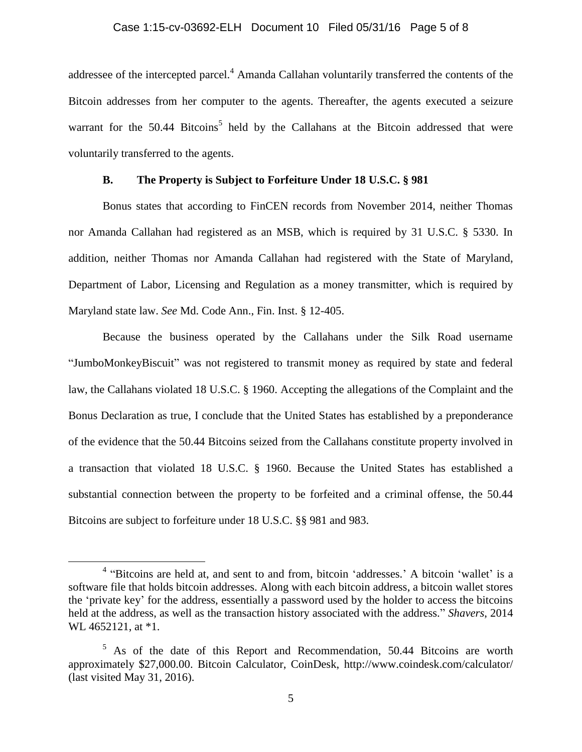addressee of the intercepted parcel.[4] Amanda Callahan voluntarily transferred the contents of the Bitcoin addresses from her computer to the agents. Thereafter, the agents executed a seizure warrant for the 50.44 Bitcoins[5] held by the Callahans at the Bitcoin addressed that were voluntarily transferred to the agents.

### B. The Property is Subject to Forfeiture Under 18 U.S.C. § 981

Bonus states that according to FinCEN records from November 2014, neither Thomas nor Amanda Callahan had registered as an MSB, which is required by 31 U.S.C. § 5330. In addition, neither Thomas nor Amanda Callahan had registered with the State of Maryland, Department of Labor, Licensing and Regulation as a money transmitter, which is required by Maryland state law. *See* Md. Code Ann., Fin. Inst. § 12-405.

Because the business operated by the Callahans under the Silk Road username "JumboMonkeyBiscuit" was not registered to transmit money as required by state and federal law, the Callahans violated 18 U.S.C. § 1960. Accepting the allegations of the Complaint and the Bonus Declaration as true, I conclude that the United States has established by a preponderance of the evidence that the 50.44 Bitcoins seized from the Callahans constitute property involved in a transaction that violated 18 U.S.C. § 1960. Because the United States has established a substantial connection between the property to be forfeited and a criminal offense, the 50.44 Bitcoins are subject to forfeiture under 18 U.S.C. §§ 981 and 983.

---

[4] "Bitcoins are held at, and sent to and from, bitcoin 'addresses.' A bitcoin 'wallet' is a software file that holds bitcoin addresses. Along with each bitcoin address, a bitcoin wallet stores the 'private key' for the address, essentially a password used by the holder to access the bitcoins held at the address, as well as the transaction history associated with the address." *Shavers*, 2014 WL 4652121, at *1.

[5] As of the date of this Report and Recommendation, 50.44 Bitcoins are worth approximately $27,000.00. Bitcoin Calculator, CoinDesk, http://www.coindesk.com/calculator/ (last visited May 31, 2016).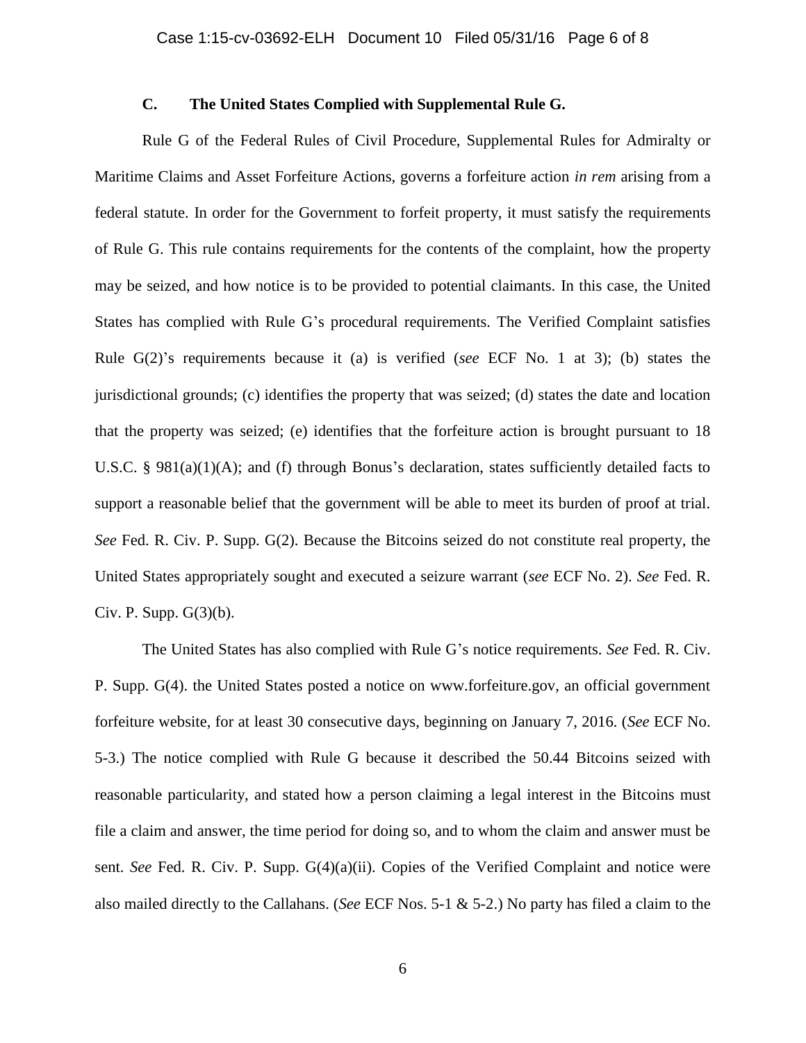### C. The United States Complied with Supplemental Rule G.

Rule G of the Federal Rules of Civil Procedure, Supplemental Rules for Admiralty or Maritime Claims and Asset Forfeiture Actions, governs a forfeiture action *in rem* arising from a federal statute. In order for the Government to forfeit property, it must satisfy the requirements of Rule G. This rule contains requirements for the contents of the complaint, how the property may be seized, and how notice is to be provided to potential claimants. In this case, the United States has complied with Rule G's procedural requirements. The Verified Complaint satisfies Rule G(2)'s requirements because it (a) is verified (*see* ECF No. 1 at 3); (b) states the jurisdictional grounds; (c) identifies the property that was seized; (d) states the date and location that the property was seized; (e) identifies that the forfeiture action is brought pursuant to 18 U.S.C. § 981(a)(1)(A); and (f) through Bonus's declaration, states sufficiently detailed facts to support a reasonable belief that the government will be able to meet its burden of proof at trial. *See* Fed. R. Civ. P. Supp. G(2). Because the Bitcoins seized do not constitute real property, the United States appropriately sought and executed a seizure warrant (*see* ECF No. 2). *See* Fed. R. Civ. P. Supp. G(3)(b).

The United States has also complied with Rule G's notice requirements. *See* Fed. R. Civ. P. Supp. G(4). the United States posted a notice on www.forfeiture.gov, an official government forfeiture website, for at least 30 consecutive days, beginning on January 7, 2016. (*See* ECF No. 5-3.) The notice complied with Rule G because it described the 50.44 Bitcoins seized with reasonable particularity, and stated how a person claiming a legal interest in the Bitcoins must file a claim and answer, the time period for doing so, and to whom the claim and answer must be sent. *See* Fed. R. Civ. P. Supp. G(4)(a)(ii). Copies of the Verified Complaint and notice were also mailed directly to the Callahans. (*See* ECF Nos. 5-1 & 5-2.) No party has filed a claim to the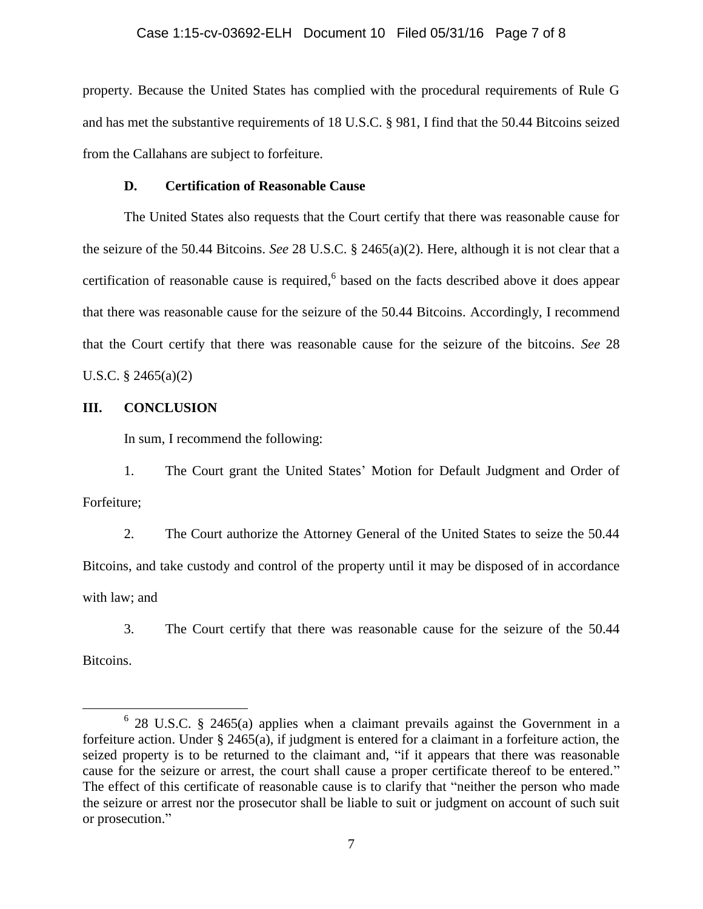property. Because the United States has complied with the procedural requirements of Rule G and has met the substantive requirements of 18 U.S.C. § 981, I find that the 50.44 Bitcoins seized from the Callahans are subject to forfeiture.

### D. Certification of Reasonable Cause

The United States also requests that the Court certify that there was reasonable cause for the seizure of the 50.44 Bitcoins. *See* 28 U.S.C. § 2465(a)(2). Here, although it is not clear that a certification of reasonable cause is required,[6] based on the facts described above it does appear that there was reasonable cause for the seizure of the 50.44 Bitcoins. Accordingly, I recommend that the Court certify that there was reasonable cause for the seizure of the bitcoins. *See* 28 U.S.C. § 2465(a)(2)

## III. CONCLUSION

In sum, I recommend the following:

1. The Court grant the United States' Motion for Default Judgment and Order of Forfeiture;

2. The Court authorize the Attorney General of the United States to seize the 50.44 Bitcoins, and take custody and control of the property until it may be disposed of in accordance with law; and

3. The Court certify that there was reasonable cause for the seizure of the 50.44 Bitcoins.

---

[6] 28 U.S.C. § 2465(a) applies when a claimant prevails against the Government in a forfeiture action. Under § 2465(a), if judgment is entered for a claimant in a forfeiture action, the seized property is to be returned to the claimant and, "if it appears that there was reasonable cause for the seizure or arrest, the court shall cause a proper certificate thereof to be entered." The effect of this certificate of reasonable cause is to clarify that "neither the person who made the seizure or arrest nor the prosecutor shall be liable to suit or judgment on account of such suit or prosecution."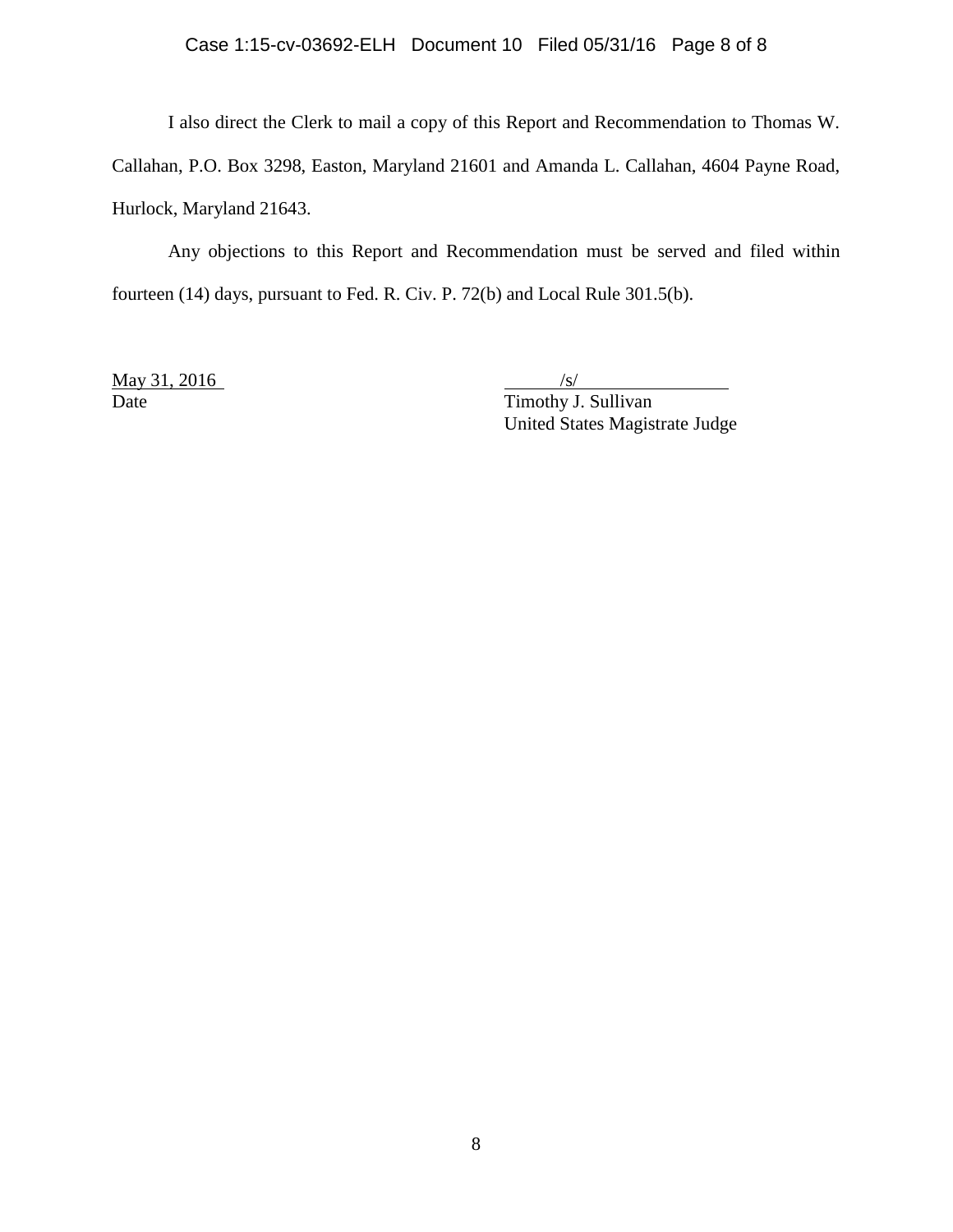I also direct the Clerk to mail a copy of this Report and Recommendation to Thomas W. Callahan, P.O. Box 3298, Easton, Maryland 21601 and Amanda L. Callahan, 4604 Payne Road, Hurlock, Maryland 21643.

Any objections to this Report and Recommendation must be served and filed within fourteen (14) days, pursuant to Fed. R. Civ. P. 72(b) and Local Rule 301.5(b).

May 31, 2016
Date

/s/
Timothy J. Sullivan
United States Magistrate Judge